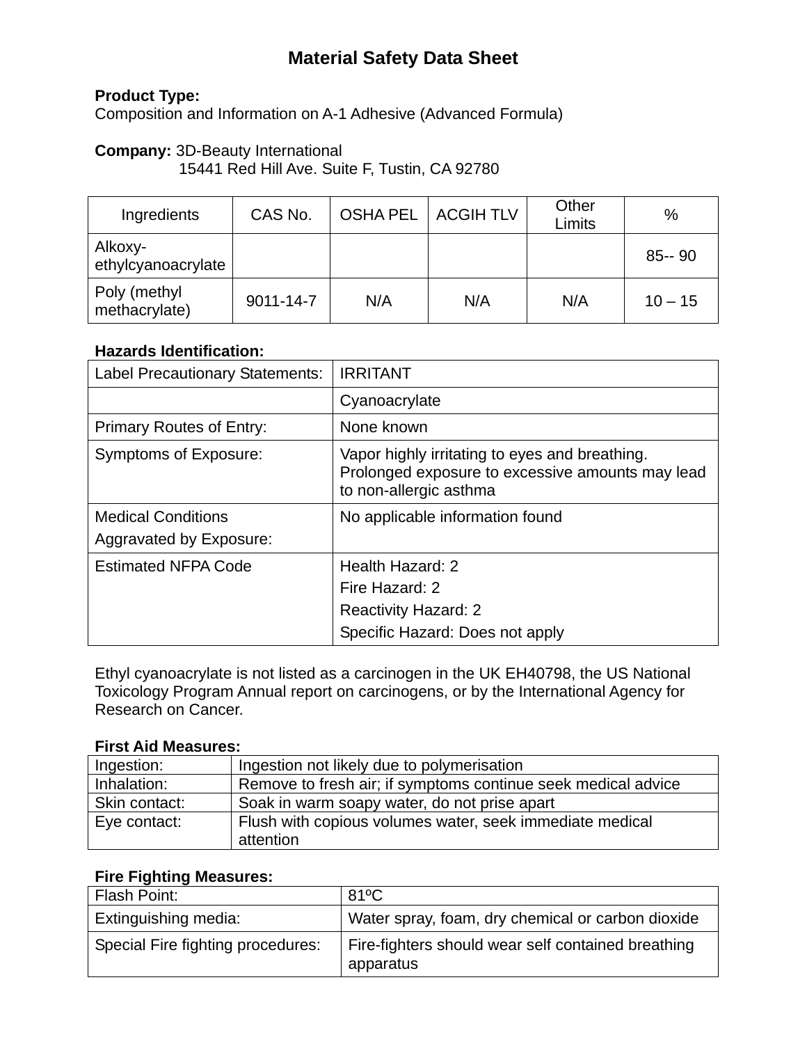# Material Safety Data Sheet

**Product Type:**
Composition and Information on A-1 Adhesive (Advanced Formula)

**Company:** 3D-Beauty International
15441 Red Hill Ave. Suite F, Tustin, CA 92780

| Ingredients | CAS No. | OSHA PEL | ACGIH TLV | Other Limits | % |
|---|---|---|---|---|---|
| Alkoxy-ethylcyanoacrylate | | | | | 85-- 90 |
| Poly (methyl methacrylate) | 9011-14-7 | N/A | N/A | N/A | 10 – 15 |

**Hazards Identification:**

| | |
|---|---|
| Label Precautionary Statements: | IRRITANT |
| | Cyanoacrylate |
| Primary Routes of Entry: | None known |
| Symptoms of Exposure: | Vapor highly irritating to eyes and breathing. Prolonged exposure to excessive amounts may lead to non-allergic asthma |
| Medical Conditions Aggravated by Exposure: | No applicable information found |
| Estimated NFPA Code | Health Hazard: 2<br>Fire Hazard: 2<br>Reactivity Hazard: 2<br>Specific Hazard: Does not apply |

Ethyl cyanoacrylate is not listed as a carcinogen in the UK EH40798, the US National Toxicology Program Annual report on carcinogens, or by the International Agency for Research on Cancer.

**First Aid Measures:**

| | |
|---|---|
| Ingestion: | Ingestion not likely due to polymerisation |
| Inhalation: | Remove to fresh air; if symptoms continue seek medical advice |
| Skin contact: | Soak in warm soapy water, do not prise apart |
| Eye contact: | Flush with copious volumes water, seek immediate medical attention |

**Fire Fighting Measures:**

| | |
|---|---|
| Flash Point: | 81ºC |
| Extinguishing media: | Water spray, foam, dry chemical or carbon dioxide |
| Special Fire fighting procedures: | Fire-fighters should wear self contained breathing apparatus |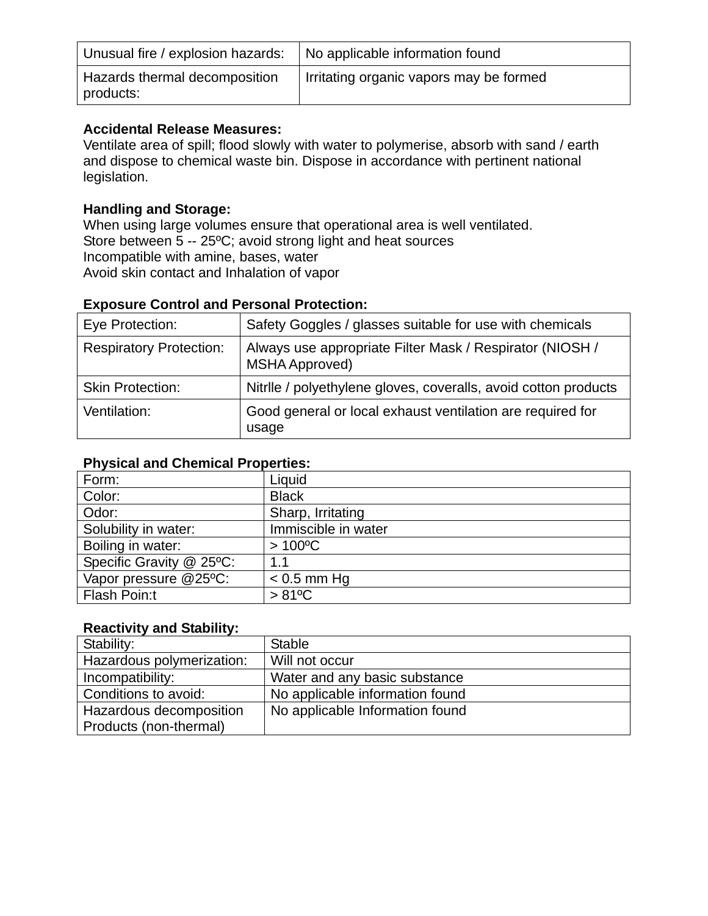| | |
|---|---|
| Unusual fire / explosion hazards: | No applicable information found |
| Hazards thermal decomposition products: | Irritating organic vapors may be formed |

**Accidental Release Measures:**
Ventilate area of spill; flood slowly with water to polymerise, absorb with sand / earth and dispose to chemical waste bin. Dispose in accordance with pertinent national legislation.

**Handling and Storage:**
When using large volumes ensure that operational area is well ventilated.
Store between 5 -- 25ºC; avoid strong light and heat sources
Incompatible with amine, bases, water
Avoid skin contact and Inhalation of vapor

**Exposure Control and Personal Protection:**

| | |
|---|---|
| Eye Protection: | Safety Goggles / glasses suitable for use with chemicals |
| Respiratory Protection: | Always use appropriate Filter Mask / Respirator (NIOSH / MSHA Approved) |
| Skin Protection: | Nitrlle / polyethylene gloves, coveralls, avoid cotton products |
| Ventilation: | Good general or local exhaust ventilation are required for usage |

**Physical and Chemical Properties:**

| | |
|---|---|
| Form: | Liquid |
| Color: | Black |
| Odor: | Sharp, Irritating |
| Solubility in water: | Immiscible in water |
| Boiling in water: | > 100ºC |
| Specific Gravity @ 25ºC: | 1.1 |
| Vapor pressure @25ºC: | < 0.5 mm Hg |
| Flash Poin:t | > 81ºC |

**Reactivity and Stability:**

| | |
|---|---|
| Stability: | Stable |
| Hazardous polymerization: | Will not occur |
| Incompatibility: | Water and any basic substance |
| Conditions to avoid: | No applicable information found |
| Hazardous decomposition Products (non-thermal) | No applicable Information found |